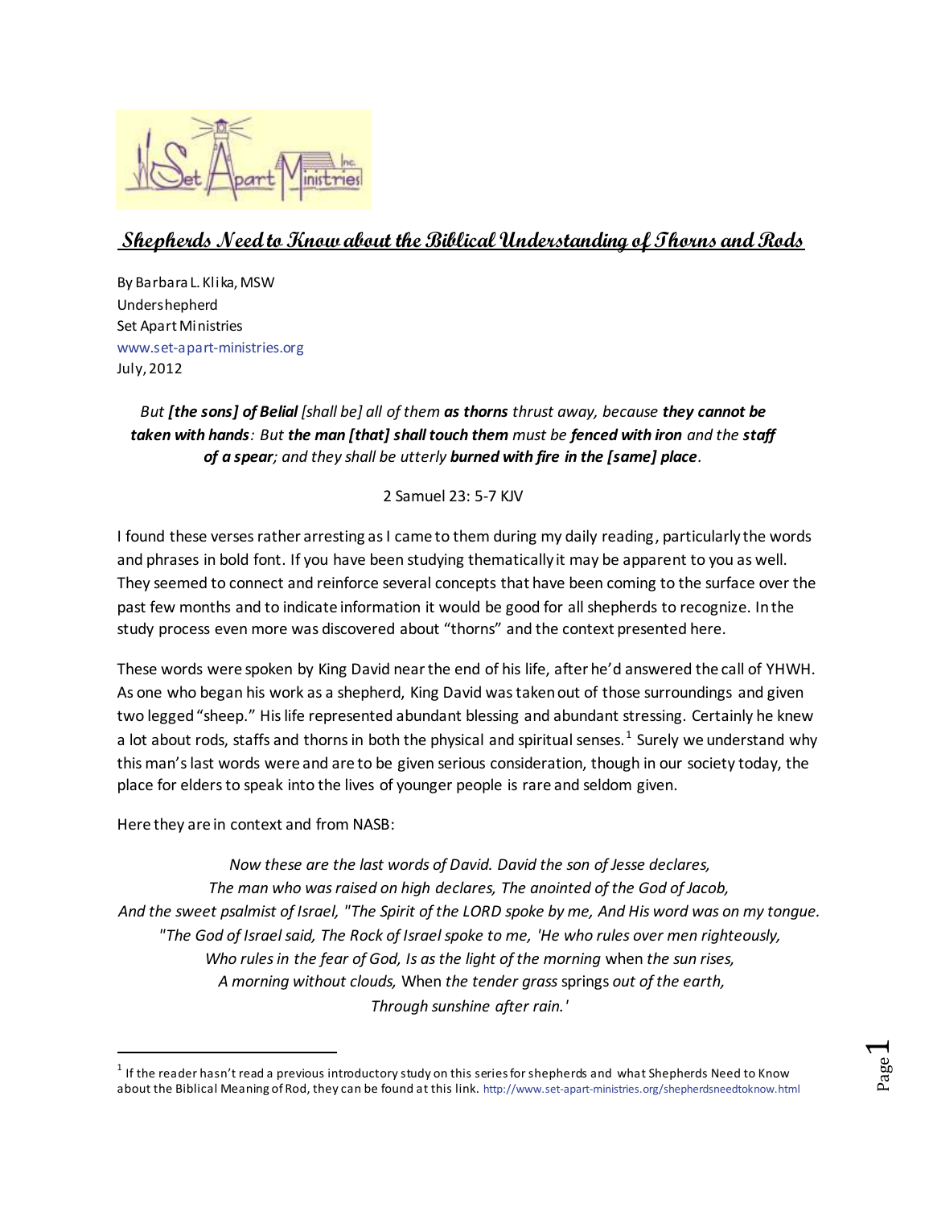## Shepherds Need to Know about the Biblical Understanding of Thorns and Rods

By Barbara L. Klika, MSW
Undershepherd
Set Apart Ministries
www.set-apart-ministries.org
July, 2012

*But **[the sons] of Belial** [shall be] all of them **as thorns** thrust away, because **they cannot be taken with hands**: But **the man [that] shall touch them** must be **fenced with iron** and the **staff of a spear**; and they shall be utterly **burned with fire in the [same] place**.*

2 Samuel 23: 5-7 KJV

I found these verses rather arresting as I came to them during my daily reading, particularly the words and phrases in bold font. If you have been studying thematically it may be apparent to you as well. They seemed to connect and reinforce several concepts that have been coming to the surface over the past few months and to indicate information it would be good for all shepherds to recognize. In the study process even more was discovered about "thorns" and the context presented here.

These words were spoken by King David near the end of his life, after he'd answered the call of YHWH. As one who began his work as a shepherd, King David was taken out of those surroundings and given two legged "sheep." His life represented abundant blessing and abundant stressing. Certainly he knew a lot about rods, staffs and thorns in both the physical and spiritual senses.[1] Surely we understand why this man's last words were and are to be given serious consideration, though in our society today, the place for elders to speak into the lives of younger people is rare and seldom given.

Here they are in context and from NASB:

*Now these are the last words of David. David the son of Jesse declares,*
*The man who was raised on high declares, The anointed of the God of Jacob,*
*And the sweet psalmist of Israel, "The Spirit of the LORD spoke by me, And His word was on my tongue.*
*"The God of Israel said, The Rock of Israel spoke to me, 'He who rules over men righteously,*
*Who rules in the fear of God, Is as the light of the morning* when *the sun rises,*
*A morning without clouds,* When *the tender grass* springs *out of the earth,*
*Through sunshine after rain.'*

---

[1] If the reader hasn't read a previous introductory study on this series for shepherds and what Shepherds Need to Know about the Biblical Meaning of Rod, they can be found at this link. http://www.set-apart-ministries.org/shepherdsneedtoknow.html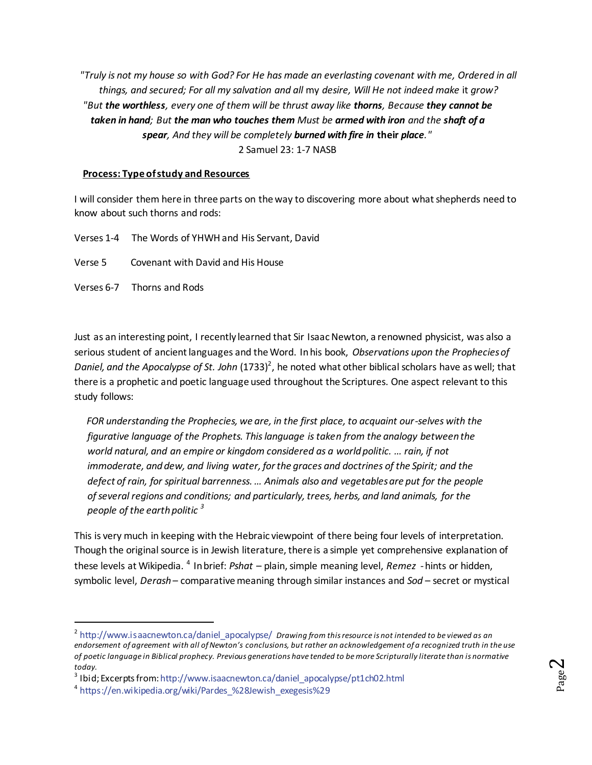*"Truly is not my house so with God? For He has made an everlasting covenant with me, Ordered in all things, and secured; For all my salvation and all* my *desire, Will He not indeed make* it *grow? "But* ***the worthless****, every one of them will be thrust away like* ***thorns****, Because* ***they cannot be taken in hand****; But* ***the man who touches them*** *Must be* ***armed with iron*** *and the* ***shaft of a spear****, And they will be completely* ***burned with fire in*** **their** ***place****."*
2 Samuel 23: 1-7 NASB

**Process: Type of study and Resources**

I will consider them here in three parts on the way to discovering more about what shepherds need to know about such thorns and rods:

Verses 1-4 The Words of YHWH and His Servant, David

Verse 5 Covenant with David and His House

Verses 6-7 Thorns and Rods

Just as an interesting point, I recently learned that Sir Isaac Newton, a renowned physicist, was also a serious student of ancient languages and the Word. In his book, *Observations upon the Prophecies of Daniel, and the Apocalypse of St. John* (1733)[2], he noted what other biblical scholars have as well; that there is a prophetic and poetic language used throughout the Scriptures. One aspect relevant to this study follows:

> *FOR understanding the Prophecies, we are, in the first place, to acquaint our-selves with the figurative language of the Prophets. This language is taken from the analogy between the world natural, and an empire or kingdom considered as a world politic. … rain, if not immoderate, and dew, and living water, for the graces and doctrines of the Spirit; and the defect of rain, for spiritual barrenness. … Animals also and vegetables are put for the people of several regions and conditions; and particularly, trees, herbs, and land animals, for the people of the earth politic* [3]

This is very much in keeping with the Hebraic viewpoint of there being four levels of interpretation. Though the original source is in Jewish literature, there is a simple yet comprehensive explanation of these levels at Wikipedia. [4] In brief: *Pshat* – plain, simple meaning level, *Remez* - hints or hidden, symbolic level, *Derash* – comparative meaning through similar instances and *Sod* – secret or mystical

---

[2] http://www.isaacnewton.ca/daniel_apocalypse/ *Drawing from this resource is not intended to be viewed as an endorsement of agreement with all of Newton's conclusions, but rather an acknowledgement of a recognized truth in the use of poetic language in Biblical prophecy. Previous generations have tended to be more Scripturally literate than is normative today.*

[3] Ibid; Excerpts from: http://www.isaacnewton.ca/daniel_apocalypse/pt1ch02.html

[4] https://en.wikipedia.org/wiki/Pardes_%28Jewish_exegesis%29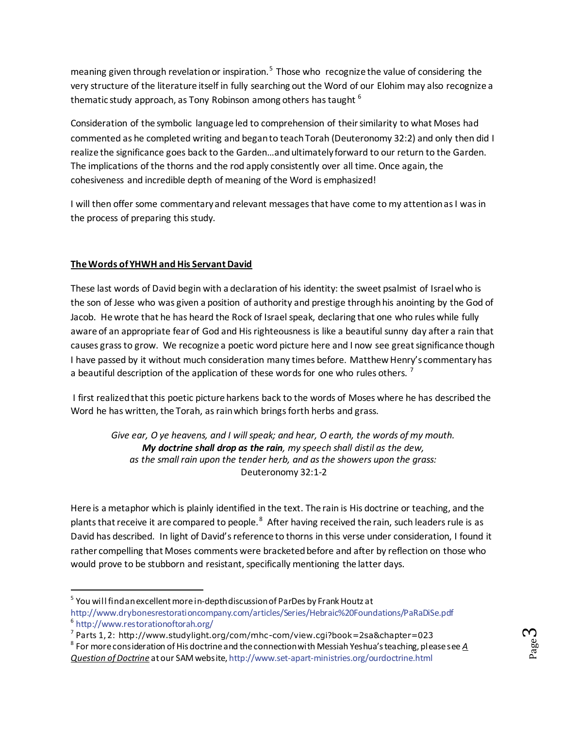meaning given through revelation or inspiration.[5] Those who recognize the value of considering the very structure of the literature itself in fully searching out the Word of our Elohim may also recognize a thematic study approach, as Tony Robinson among others has taught [6]

Consideration of the symbolic language led to comprehension of their similarity to what Moses had commented as he completed writing and began to teach Torah (Deuteronomy 32:2) and only then did I realize the significance goes back to the Garden…and ultimately forward to our return to the Garden. The implications of the thorns and the rod apply consistently over all time. Once again, the cohesiveness and incredible depth of meaning of the Word is emphasized!

I will then offer some commentary and relevant messages that have come to my attention as I was in the process of preparing this study.

**The Words of YHWH and His Servant David**

These last words of David begin with a declaration of his identity: the sweet psalmist of Israel who is the son of Jesse who was given a position of authority and prestige through his anointing by the God of Jacob. He wrote that he has heard the Rock of Israel speak, declaring that one who rules while fully aware of an appropriate fear of God and His righteousness is like a beautiful sunny day after a rain that causes grass to grow. We recognize a poetic word picture here and I now see great significance though I have passed by it without much consideration many times before. Matthew Henry's commentary has a beautiful description of the application of these words for one who rules others. [7]

I first realized that this poetic picture harkens back to the words of Moses where he has described the Word he has written, the Torah, as rain which brings forth herbs and grass.

> *Give ear, O ye heavens, and I will speak; and hear, O earth, the words of my mouth.*
> ***My doctrine shall drop as the rain**, my speech shall distil as the dew,*
> *as the small rain upon the tender herb, and as the showers upon the grass:*
> Deuteronomy 32:1-2

Here is a metaphor which is plainly identified in the text. The rain is His doctrine or teaching, and the plants that receive it are compared to people.[8] After having received the rain, such leaders rule is as David has described. In light of David's reference to thorns in this verse under consideration, I found it rather compelling that Moses comments were bracketed before and after by reflection on those who would prove to be stubborn and resistant, specifically mentioning the latter days.

---

[5] You will find an excellent more in-depth discussion of ParDes by Frank Houtz at http://www.drybonesrestorationcompany.com/articles/Series/Hebraic%20Foundations/PaRaDiSe.pdf

[6] http://www.restorationoftorah.org/

[7] Parts 1, 2: http://www.studylight.org/com/mhc-com/view.cgi?book=2sa&chapter=023

[8] For more consideration of His doctrine and the connection with Messiah Yeshua's teaching, please see *A Question of Doctrine* at our SAM website, http://www.set-apart-ministries.org/ourdoctrine.html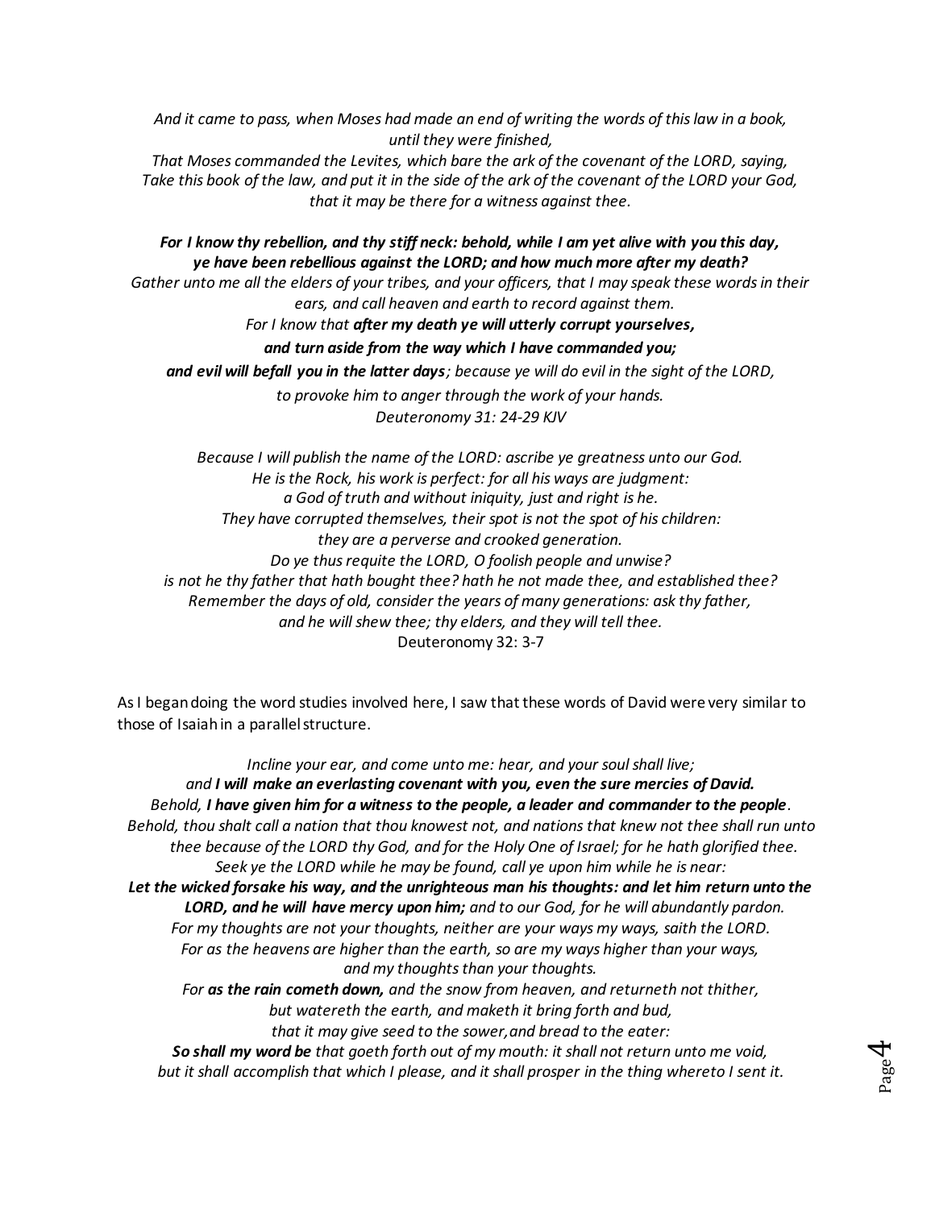*And it came to pass, when Moses had made an end of writing the words of this law in a book, until they were finished,*
*That Moses commanded the Levites, which bare the ark of the covenant of the LORD, saying, Take this book of the law, and put it in the side of the ark of the covenant of the LORD your God, that it may be there for a witness against thee.*

***For I know thy rebellion, and thy stiff neck: behold, while I am yet alive with you this day, ye have been rebellious against the LORD; and how much more after my death?***
*Gather unto me all the elders of your tribes, and your officers, that I may speak these words in their ears, and call heaven and earth to record against them.*
*For I know that* ***after my death ye will utterly corrupt yourselves,***
***and turn aside from the way which I have commanded you;***
***and evil will befall you in the latter days****; because ye will do evil in the sight of the LORD,*
*to provoke him to anger through the work of your hands.*
*Deuteronomy 31: 24-29 KJV*

*Because I will publish the name of the LORD: ascribe ye greatness unto our God.*
*He is the Rock, his work is perfect: for all his ways are judgment:*
*a God of truth and without iniquity, just and right is he.*
*They have corrupted themselves, their spot is not the spot of his children:*
*they are a perverse and crooked generation.*
*Do ye thus requite the LORD, O foolish people and unwise?*
*is not he thy father that hath bought thee? hath he not made thee, and established thee?*
*Remember the days of old, consider the years of many generations: ask thy father,*
*and he will shew thee; thy elders, and they will tell thee.*
Deuteronomy 32: 3-7

As I began doing the word studies involved here, I saw that these words of David were very similar to those of Isaiah in a parallel structure.

*Incline your ear, and come unto me: hear, and your soul shall live;*
*and* ***I will make an everlasting covenant with you, even the sure mercies of David.***
*Behold,* ***I have given him for a witness to the people, a leader and commander to the people****.*
*Behold, thou shalt call a nation that thou knowest not, and nations that knew not thee shall run unto thee because of the LORD thy God, and for the Holy One of Israel; for he hath glorified thee.*
*Seek ye the LORD while he may be found, call ye upon him while he is near:*
***Let the wicked forsake his way, and the unrighteous man his thoughts: and let him return unto the LORD, and he will have mercy upon him;*** *and to our God, for he will abundantly pardon.*
*For my thoughts are not your thoughts, neither are your ways my ways, saith the LORD.*
*For as the heavens are higher than the earth, so are my ways higher than your ways,*
*and my thoughts than your thoughts.*
*For* ***as the rain cometh down,*** *and the snow from heaven, and returneth not thither,*
*but watereth the earth, and maketh it bring forth and bud,*
*that it may give seed to the sower, and bread to the eater:*
***So shall my word be*** *that goeth forth out of my mouth: it shall not return unto me void,*
*but it shall accomplish that which I please, and it shall prosper in the thing whereto I sent it.*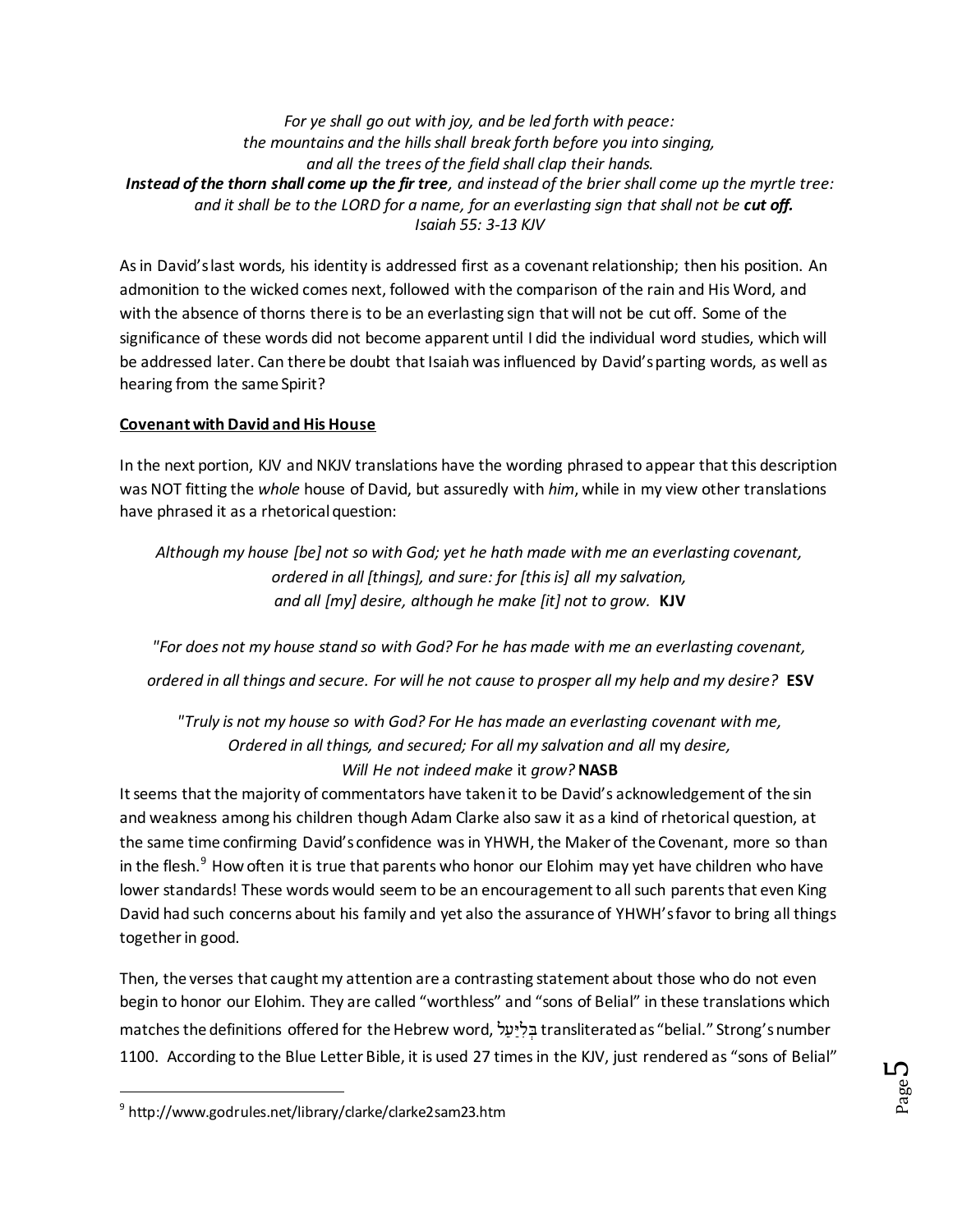*For ye shall go out with joy, and be led forth with peace:*
*the mountains and the hills shall break forth before you into singing,*
*and all the trees of the field shall clap their hands.*
***Instead of the thorn shall come up the fir tree**, and instead of the brier shall come up the myrtle tree:*
*and it shall be to the LORD for a name, for an everlasting sign that shall not be **cut off.***
*Isaiah 55: 3-13 KJV*

As in David's last words, his identity is addressed first as a covenant relationship; then his position. An admonition to the wicked comes next, followed with the comparison of the rain and His Word, and with the absence of thorns there is to be an everlasting sign that will not be cut off. Some of the significance of these words did not become apparent until I did the individual word studies, which will be addressed later. Can there be doubt that Isaiah was influenced by David's parting words, as well as hearing from the same Spirit?

**Covenant with David and His House**

In the next portion, KJV and NKJV translations have the wording phrased to appear that this description was NOT fitting the *whole* house of David, but assuredly with *him*, while in my view other translations have phrased it as a rhetorical question:

*Although my house [be] not so with God; yet he hath made with me an everlasting covenant,*
*ordered in all [things], and sure: for [this is] all my salvation,*
*and all [my] desire, although he make [it] not to grow.* **KJV**

*"For does not my house stand so with God? For he has made with me an everlasting covenant,*

*ordered in all things and secure. For will he not cause to prosper all my help and my desire?* **ESV**

*"Truly is not my house so with God? For He has made an everlasting covenant with me,*
*Ordered in all things, and secured; For all my salvation and all* my *desire,*
*Will He not indeed make* it *grow?* **NASB**

It seems that the majority of commentators have taken it to be David's acknowledgement of the sin and weakness among his children though Adam Clarke also saw it as a kind of rhetorical question, at the same time confirming David's confidence was in YHWH, the Maker of the Covenant, more so than in the flesh.[9] How often it is true that parents who honor our Elohim may yet have children who have lower standards! These words would seem to be an encouragement to all such parents that even King David had such concerns about his family and yet also the assurance of YHWH's favor to bring all things together in good.

Then, the verses that caught my attention are a contrasting statement about those who do not even begin to honor our Elohim. They are called "worthless" and "sons of Belial" in these translations which matches the definitions offered for the Hebrew word, בְּלִיַּעַל transliterated as "belial." Strong's number 1100. According to the Blue Letter Bible, it is used 27 times in the KJV, just rendered as "sons of Belial"

---

[9] http://www.godrules.net/library/clarke/clarke2sam23.htm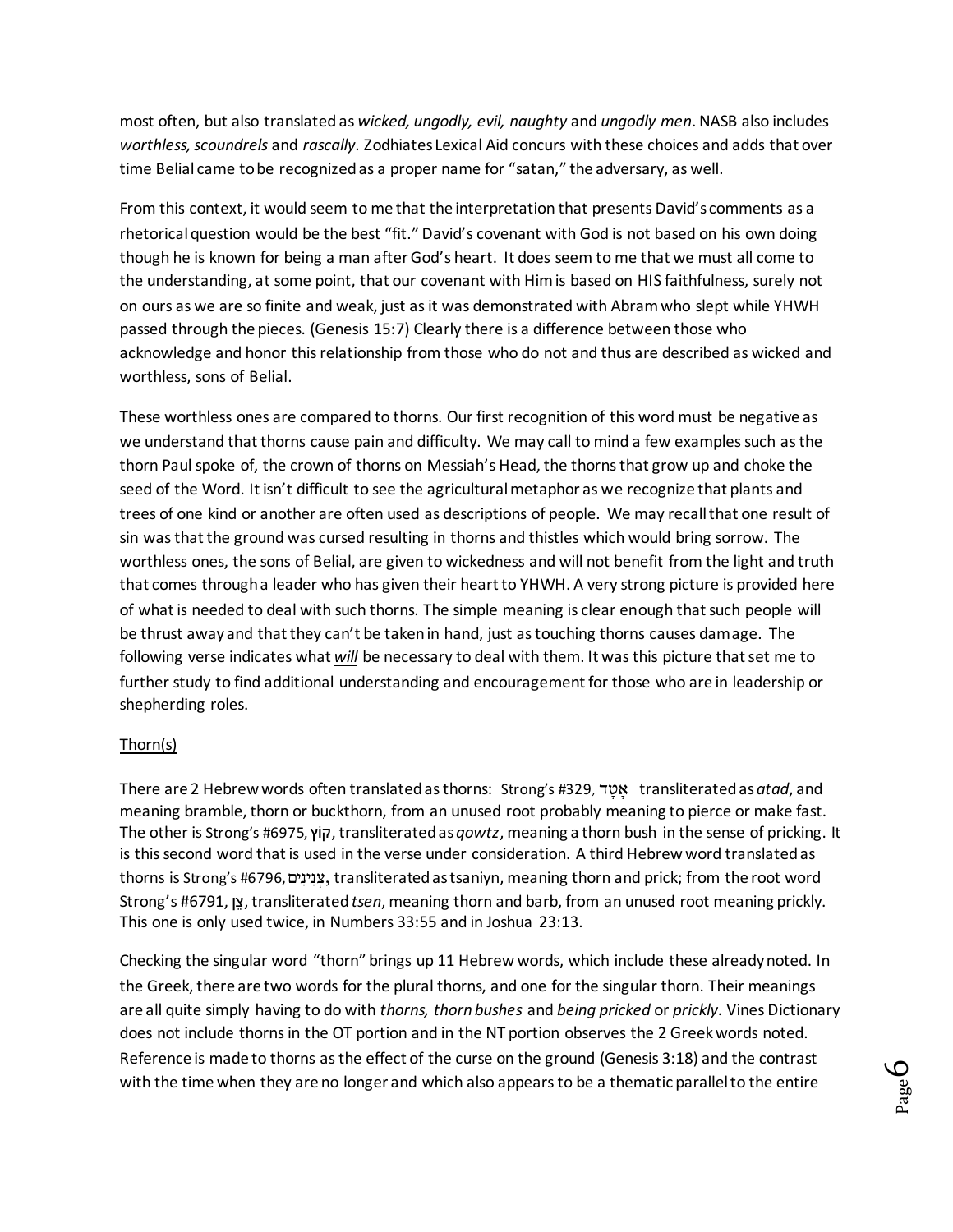most often, but also translated as *wicked, ungodly, evil, naughty* and *ungodly men*. NASB also includes *worthless, scoundrels* and *rascally*. Zodhiates Lexical Aid concurs with these choices and adds that over time Belial came to be recognized as a proper name for "satan," the adversary, as well.

From this context, it would seem to me that the interpretation that presents David's comments as a rhetorical question would be the best "fit." David's covenant with God is not based on his own doing though he is known for being a man after God's heart. It does seem to me that we must all come to the understanding, at some point, that our covenant with Him is based on HIS faithfulness, surely not on ours as we are so finite and weak, just as it was demonstrated with Abram who slept while YHWH passed through the pieces. (Genesis 15:7) Clearly there is a difference between those who acknowledge and honor this relationship from those who do not and thus are described as wicked and worthless, sons of Belial.

These worthless ones are compared to thorns. Our first recognition of this word must be negative as we understand that thorns cause pain and difficulty. We may call to mind a few examples such as the thorn Paul spoke of, the crown of thorns on Messiah's Head, the thorns that grow up and choke the seed of the Word. It isn't difficult to see the agricultural metaphor as we recognize that plants and trees of one kind or another are often used as descriptions of people. We may recall that one result of sin was that the ground was cursed resulting in thorns and thistles which would bring sorrow. The worthless ones, the sons of Belial, are given to wickedness and will not benefit from the light and truth that comes through a leader who has given their heart to YHWH. A very strong picture is provided here of what is needed to deal with such thorns. The simple meaning is clear enough that such people will be thrust away and that they can't be taken in hand, just as touching thorns causes damage. The following verse indicates what ***will*** be necessary to deal with them. It was this picture that set me to further study to find additional understanding and encouragement for those who are in leadership or shepherding roles.

Thorn(s)

There are 2 Hebrew words often translated as thorns: Strong's #329, אָטָד transliterated as *atad*, and meaning bramble, thorn or buckthorn, from an unused root probably meaning to pierce or make fast. The other is Strong's #6975, קוֹץ, transliterated as *qowtz*, meaning a thorn bush in the sense of pricking. It is this second word that is used in the verse under consideration. A third Hebrew word translated as thorns is Strong's #6796, צְנִינִים, transliterated as tsaniyn, meaning thorn and prick; from the root word Strong's #6791, צֵן, transliterated *tsen*, meaning thorn and barb, from an unused root meaning prickly. This one is only used twice, in Numbers 33:55 and in Joshua 23:13.

Checking the singular word "thorn" brings up 11 Hebrew words, which include these already noted. In the Greek, there are two words for the plural thorns, and one for the singular thorn. Their meanings are all quite simply having to do with *thorns, thorn bushes* and *being pricked* or *prickly*. Vines Dictionary does not include thorns in the OT portion and in the NT portion observes the 2 Greek words noted. Reference is made to thorns as the effect of the curse on the ground (Genesis 3:18) and the contrast with the time when they are no longer and which also appears to be a thematic parallel to the entire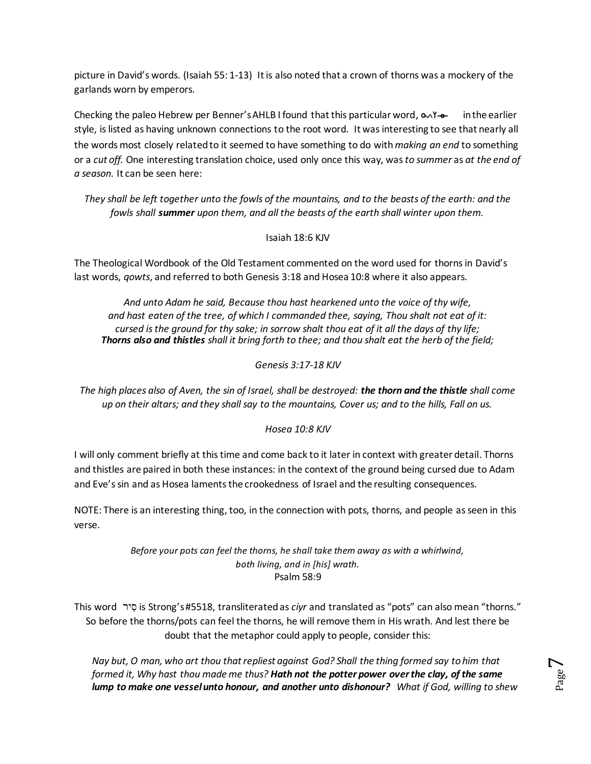picture in David's words. (Isaiah 55: 1-13) It is also noted that a crown of thorns was a mockery of the garlands worn by emperors.

Checking the paleo Hebrew per Benner's AHLB I found that this particular word, ᓂYᓄ in the earlier style, is listed as having unknown connections to the root word. It was interesting to see that nearly all the words most closely related to it seemed to have something to do with *making an end* to something or a *cut off.* One interesting translation choice, used only once this way, was *to summer* as *at the end of a season.* It can be seen here:

*They shall be left together unto the fowls of the mountains, and to the beasts of the earth: and the fowls shall **summer** upon them, and all the beasts of the earth shall winter upon them.*

Isaiah 18:6 KJV

The Theological Wordbook of the Old Testament commented on the word used for thorns in David's last words, *qowts*, and referred to both Genesis 3:18 and Hosea 10:8 where it also appears.

*And unto Adam he said, Because thou hast hearkened unto the voice of thy wife,*
*and hast eaten of the tree, of which I commanded thee, saying, Thou shalt not eat of it:*
*cursed is the ground for thy sake; in sorrow shalt thou eat of it all the days of thy life;*
***Thorns also and thistles** shall it bring forth to thee; and thou shalt eat the herb of the field;*

*Genesis 3:17-18 KJV*

*The high places also of Aven, the sin of Israel, shall be destroyed: **the thorn and the thistle** shall come up on their altars; and they shall say to the mountains, Cover us; and to the hills, Fall on us.*

*Hosea 10:8 KJV*

I will only comment briefly at this time and come back to it later in context with greater detail. Thorns and thistles are paired in both these instances: in the context of the ground being cursed due to Adam and Eve's sin and as Hosea laments the crookedness of Israel and the resulting consequences.

NOTE: There is an interesting thing, too, in the connection with pots, thorns, and people as seen in this verse.

*Before your pots can feel the thorns, he shall take them away as with a whirlwind,*
*both living, and in [his] wrath.*
Psalm 58:9

This word סִיר is Strong's #5518, transliterated as *ciyr* and translated as "pots" can also mean "thorns." So before the thorns/pots can feel the thorns, he will remove them in His wrath. And lest there be doubt that the metaphor could apply to people, consider this:

*Nay but, O man, who art thou that repliest against God? Shall the thing formed say to him that formed it, Why hast thou made me thus? **Hath not the potter power over the clay, of the same lump to make one vessel unto honour, and another unto dishonour?** What if God, willing to shew*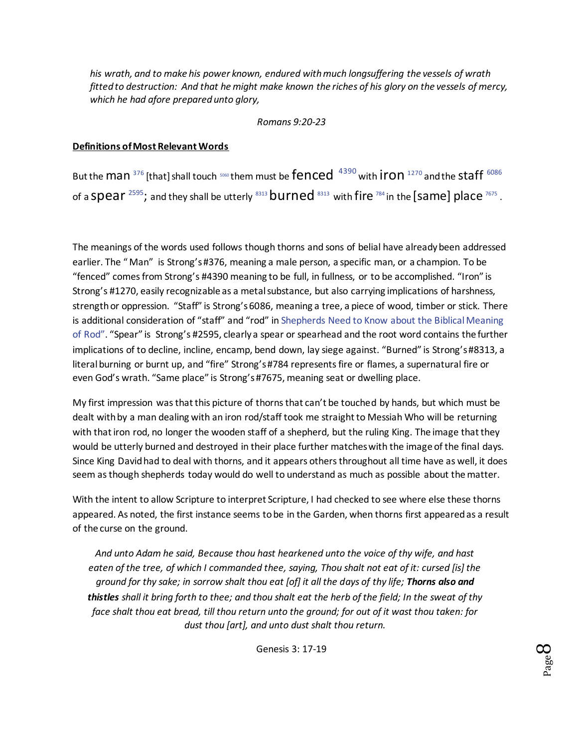*his wrath, and to make his power known, endured with much longsuffering the vessels of wrath fitted to destruction: And that he might make known the riches of his glory on the vessels of mercy, which he had afore prepared unto glory,*

*Romans 9:20-23*

**Definitions of Most Relevant Words**

But the man [376] [that] shall touch [5060] them must be fenced [4390] with iron [1270] and the staff [6086] of a spear [2595]; and they shall be utterly [8313] burned [8313] with fire [784] in the [same] place [7675].

The meanings of the words used follows though thorns and sons of belial have already been addressed earlier. The " Man" is Strong's #376, meaning a male person, a specific man, or a champion. To be "fenced" comes from Strong's #4390 meaning to be full, in fullness, or to be accomplished. "Iron" is Strong's #1270, easily recognizable as a metal substance, but also carrying implications of harshness, strength or oppression. "Staff" is Strong's 6086, meaning a tree, a piece of wood, timber or stick. There is additional consideration of "staff" and "rod" in Shepherds Need to Know about the Biblical Meaning of Rod". "Spear" is Strong's #2595, clearly a spear or spearhead and the root word contains the further implications of to decline, incline, encamp, bend down, lay siege against. "Burned" is Strong's #8313, a literal burning or burnt up, and "fire" Strong's #784 represents fire or flames, a supernatural fire or even God's wrath. "Same place" is Strong's #7675, meaning seat or dwelling place.

My first impression was that this picture of thorns that can't be touched by hands, but which must be dealt with by a man dealing with an iron rod/staff took me straight to Messiah Who will be returning with that iron rod, no longer the wooden staff of a shepherd, but the ruling King. The image that they would be utterly burned and destroyed in their place further matches with the image of the final days. Since King David had to deal with thorns, and it appears others throughout all time have as well, it does seem as though shepherds today would do well to understand as much as possible about the matter.

With the intent to allow Scripture to interpret Scripture, I had checked to see where else these thorns appeared. As noted, the first instance seems to be in the Garden, when thorns first appeared as a result of the curse on the ground.

*And unto Adam he said, Because thou hast hearkened unto the voice of thy wife, and hast eaten of the tree, of which I commanded thee, saying, Thou shalt not eat of it: cursed [is] the ground for thy sake; in sorrow shalt thou eat [of] it all the days of thy life;* ***Thorns also and thistles*** *shall it bring forth to thee; and thou shalt eat the herb of the field; In the sweat of thy face shalt thou eat bread, till thou return unto the ground; for out of it wast thou taken: for dust thou [art], and unto dust shalt thou return.*

Genesis 3: 17-19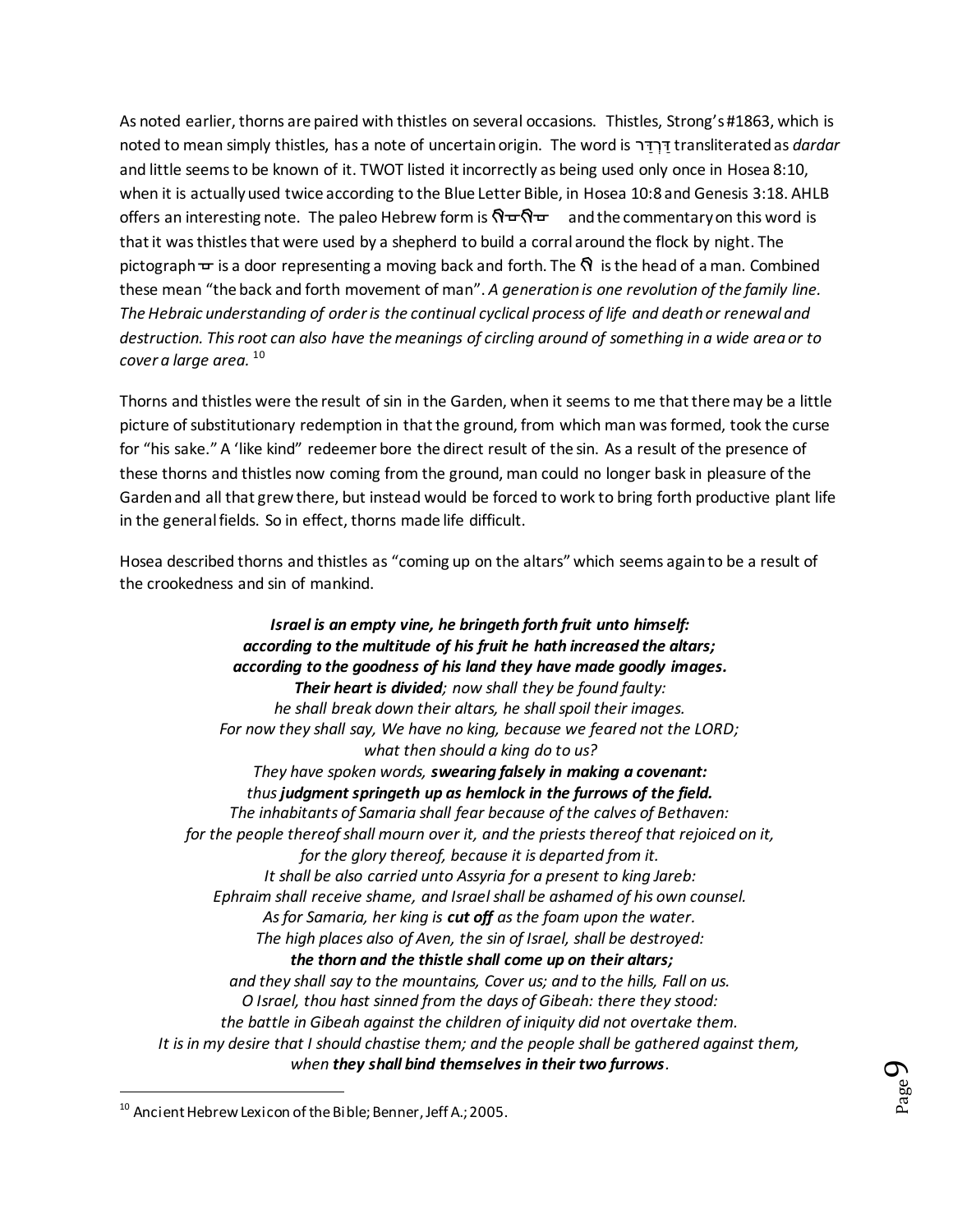As noted earlier, thorns are paired with thistles on several occasions. Thistles, Strong's #1863, which is noted to mean simply thistles, has a note of uncertain origin. The word is דַּרְדַּר transliterated as *dardar* and little seems to be known of it. TWOT listed it incorrectly as being used only once in Hosea 8:10, when it is actually used twice according to the Blue Letter Bible, in Hosea 10:8 and Genesis 3:18. AHLB offers an interesting note. The paleo Hebrew form is 𐤓𐤃𐤓𐤃 and the commentary on this word is that it was thistles that were used by a shepherd to build a corral around the flock by night. The pictograph 𐤃 is a door representing a moving back and forth. The 𐤓 is the head of a man. Combined these mean "the back and forth movement of man". *A generation is one revolution of the family line. The Hebraic understanding of order is the continual cyclical process of life and death or renewal and destruction. This root can also have the meanings of circling around of something in a wide area or to cover a large area.* [10]

Thorns and thistles were the result of sin in the Garden, when it seems to me that there may be a little picture of substitutionary redemption in that the ground, from which man was formed, took the curse for "his sake." A 'like kind" redeemer bore the direct result of the sin. As a result of the presence of these thorns and thistles now coming from the ground, man could no longer bask in pleasure of the Garden and all that grew there, but instead would be forced to work to bring forth productive plant life in the general fields. So in effect, thorns made life difficult.

Hosea described thorns and thistles as "coming up on the altars" which seems again to be a result of the crookedness and sin of mankind.

> ***Israel is an empty vine, he bringeth forth fruit unto himself:***
> ***according to the multitude of his fruit he hath increased the altars;***
> ***according to the goodness of his land they have made goodly images.***
> ***Their heart is divided****; now shall they be found faulty:*
> *he shall break down their altars, he shall spoil their images.*
> *For now they shall say, We have no king, because we feared not the LORD;*
> *what then should a king do to us?*
> *They have spoken words, **swearing falsely in making a covenant:***
> *thus **judgment springeth up as hemlock in the furrows of the field.***
> *The inhabitants of Samaria shall fear because of the calves of Bethaven:*
> *for the people thereof shall mourn over it, and the priests thereof that rejoiced on it,*
> *for the glory thereof, because it is departed from it.*
> *It shall be also carried unto Assyria for a present to king Jareb:*
> *Ephraim shall receive shame, and Israel shall be ashamed of his own counsel.*
> *As for Samaria, her king is **cut off** as the foam upon the water.*
> *The high places also of Aven, the sin of Israel, shall be destroyed:*
> ***the thorn and the thistle shall come up on their altars;***
> *and they shall say to the mountains, Cover us; and to the hills, Fall on us.*
> *O Israel, thou hast sinned from the days of Gibeah: there they stood:*
> *the battle in Gibeah against the children of iniquity did not overtake them.*
> *It is in my desire that I should chastise them; and the people shall be gathered against them,*
> *when **they shall bind themselves in their two furrows**.*

---

[10] Ancient Hebrew Lexicon of the Bible; Benner, Jeff A.; 2005.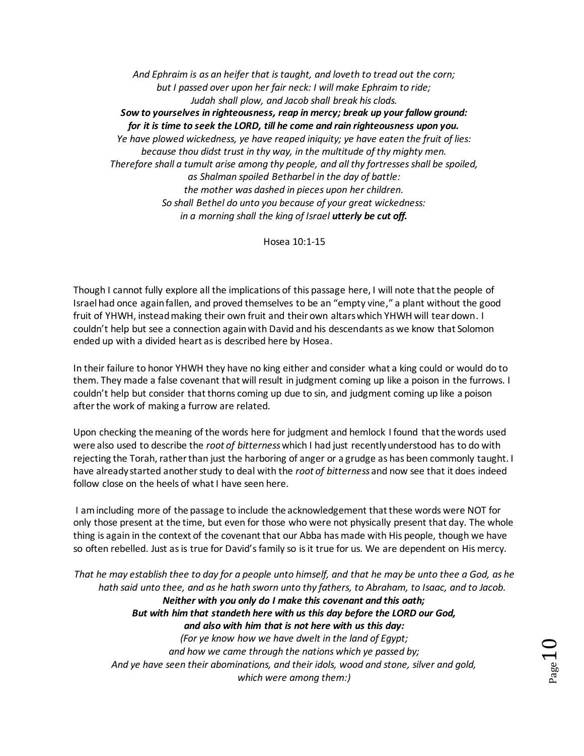*And Ephraim is as an heifer that is taught, and loveth to tread out the corn;*
*but I passed over upon her fair neck: I will make Ephraim to ride;*
*Judah shall plow, and Jacob shall break his clods.*
***Sow to yourselves in righteousness, reap in mercy; break up your fallow ground:***
***for it is time to seek the LORD, till he come and rain righteousness upon you.***
*Ye have plowed wickedness, ye have reaped iniquity; ye have eaten the fruit of lies:*
*because thou didst trust in thy way, in the multitude of thy mighty men.*
*Therefore shall a tumult arise among thy people, and all thy fortresses shall be spoiled,*
*as Shalman spoiled Betharbel in the day of battle:*
*the mother was dashed in pieces upon her children.*
*So shall Bethel do unto you because of your great wickedness:*
*in a morning shall the king of Israel* ***utterly be cut off.***

Hosea 10:1-15

Though I cannot fully explore all the implications of this passage here, I will note that the people of Israel had once again fallen, and proved themselves to be an "empty vine," a plant without the good fruit of YHWH, instead making their own fruit and their own altars which YHWH will tear down. I couldn't help but see a connection again with David and his descendants as we know that Solomon ended up with a divided heart as is described here by Hosea.

In their failure to honor YHWH they have no king either and consider what a king could or would do to them. They made a false covenant that will result in judgment coming up like a poison in the furrows. I couldn't help but consider that thorns coming up due to sin, and judgment coming up like a poison after the work of making a furrow are related.

Upon checking the meaning of the words here for judgment and hemlock I found that the words used were also used to describe the *root of bitterness* which I had just recently understood has to do with rejecting the Torah, rather than just the harboring of anger or a grudge as has been commonly taught. I have already started another study to deal with the *root of bitterness* and now see that it does indeed follow close on the heels of what I have seen here.

I am including more of the passage to include the acknowledgement that these words were NOT for only those present at the time, but even for those who were not physically present that day. The whole thing is again in the context of the covenant that our Abba has made with His people, though we have so often rebelled. Just as is true for David's family so is it true for us. We are dependent on His mercy.

*That he may establish thee to day for a people unto himself, and that he may be unto thee a God, as he hath said unto thee, and as he hath sworn unto thy fathers, to Abraham, to Isaac, and to Jacob.*
***Neither with you only do I make this covenant and this oath;***
***But with him that standeth here with us this day before the LORD our God,***
***and also with him that is not here with us this day:***
*(For ye know how we have dwelt in the land of Egypt;*
*and how we came through the nations which ye passed by;*
*And ye have seen their abominations, and their idols, wood and stone, silver and gold,*
*which were among them:)*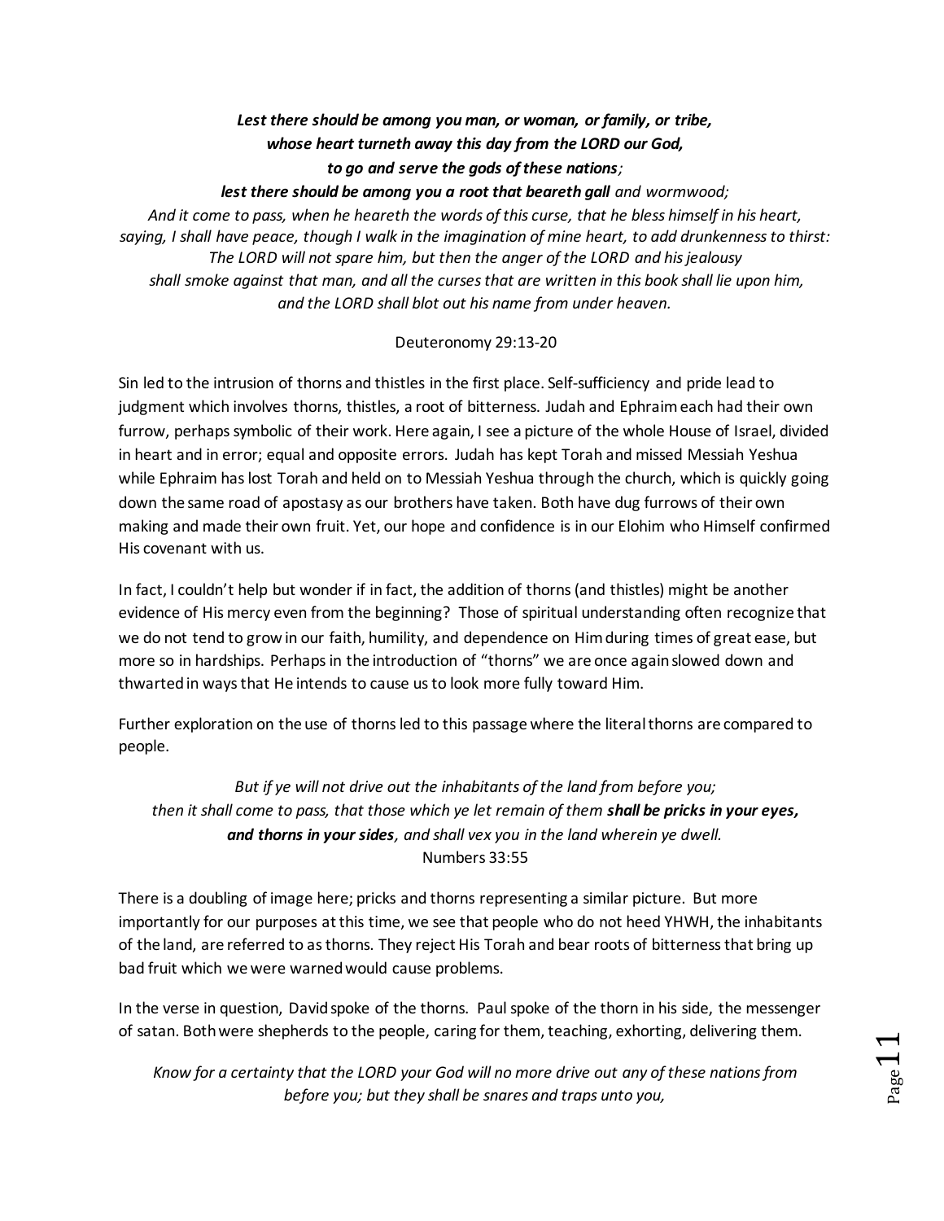*Lest there should be among you man, or woman, or family, or tribe,*
***whose heart turneth away this day from the LORD our God,***
***to go and serve the gods of these nations;***
***lest there should be among you a root that beareth gall** and wormwood;*
*And it come to pass, when he heareth the words of this curse, that he bless himself in his heart, saying, I shall have peace, though I walk in the imagination of mine heart, to add drunkenness to thirst: The LORD will not spare him, but then the anger of the LORD and his jealousy shall smoke against that man, and all the curses that are written in this book shall lie upon him, and the LORD shall blot out his name from under heaven.*

Deuteronomy 29:13-20

Sin led to the intrusion of thorns and thistles in the first place. Self-sufficiency and pride lead to judgment which involves thorns, thistles, a root of bitterness. Judah and Ephraim each had their own furrow, perhaps symbolic of their work. Here again, I see a picture of the whole House of Israel, divided in heart and in error; equal and opposite errors. Judah has kept Torah and missed Messiah Yeshua while Ephraim has lost Torah and held on to Messiah Yeshua through the church, which is quickly going down the same road of apostasy as our brothers have taken. Both have dug furrows of their own making and made their own fruit. Yet, our hope and confidence is in our Elohim who Himself confirmed His covenant with us.

In fact, I couldn't help but wonder if in fact, the addition of thorns (and thistles) might be another evidence of His mercy even from the beginning? Those of spiritual understanding often recognize that we do not tend to grow in our faith, humility, and dependence on Him during times of great ease, but more so in hardships. Perhaps in the introduction of "thorns" we are once again slowed down and thwarted in ways that He intends to cause us to look more fully toward Him.

Further exploration on the use of thorns led to this passage where the literal thorns are compared to people.

*But if ye will not drive out the inhabitants of the land from before you; then it shall come to pass, that those which ye let remain of them **shall be pricks in your eyes, and thorns in your sides**, and shall vex you in the land wherein ye dwell.*
Numbers 33:55

There is a doubling of image here; pricks and thorns representing a similar picture. But more importantly for our purposes at this time, we see that people who do not heed YHWH, the inhabitants of the land, are referred to as thorns. They reject His Torah and bear roots of bitterness that bring up bad fruit which we were warned would cause problems.

In the verse in question, David spoke of the thorns. Paul spoke of the thorn in his side, the messenger of satan. Both were shepherds to the people, caring for them, teaching, exhorting, delivering them.

*Know for a certainty that the LORD your God will no more drive out any of these nations from before you; but they shall be snares and traps unto you,*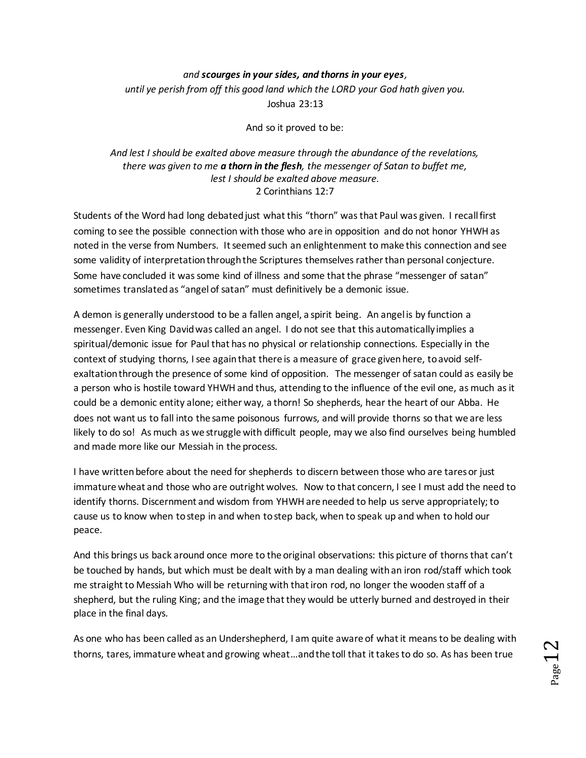*and* ***scourges in your sides, and thorns in your eyes****,*
*until ye perish from off this good land which the LORD your God hath given you.*
Joshua 23:13

And so it proved to be:

*And lest I should be exalted above measure through the abundance of the revelations,*
*there was given to me* ***a thorn in the flesh****, the messenger of Satan to buffet me,*
*lest I should be exalted above measure.*
2 Corinthians 12:7

Students of the Word had long debated just what this "thorn" was that Paul was given. I recall first coming to see the possible connection with those who are in opposition and do not honor YHWH as noted in the verse from Numbers. It seemed such an enlightenment to make this connection and see some validity of interpretation through the Scriptures themselves rather than personal conjecture. Some have concluded it was some kind of illness and some that the phrase "messenger of satan" sometimes translated as "angel of satan" must definitively be a demonic issue.

A demon is generally understood to be a fallen angel, a spirit being. An angel is by function a messenger. Even King David was called an angel. I do not see that this automatically implies a spiritual/demonic issue for Paul that has no physical or relationship connections. Especially in the context of studying thorns, I see again that there is a measure of grace given here, to avoid self-exaltation through the presence of some kind of opposition. The messenger of satan could as easily be a person who is hostile toward YHWH and thus, attending to the influence of the evil one, as much as it could be a demonic entity alone; either way, a thorn! So shepherds, hear the heart of our Abba. He does not want us to fall into the same poisonous furrows, and will provide thorns so that we are less likely to do so! As much as we struggle with difficult people, may we also find ourselves being humbled and made more like our Messiah in the process.

I have written before about the need for shepherds to discern between those who are tares or just immature wheat and those who are outright wolves. Now to that concern, I see I must add the need to identify thorns. Discernment and wisdom from YHWH are needed to help us serve appropriately; to cause us to know when to step in and when to step back, when to speak up and when to hold our peace.

And this brings us back around once more to the original observations: this picture of thorns that can't be touched by hands, but which must be dealt with by a man dealing with an iron rod/staff which took me straight to Messiah Who will be returning with that iron rod, no longer the wooden staff of a shepherd, but the ruling King; and the image that they would be utterly burned and destroyed in their place in the final days.

As one who has been called as an Undershepherd, I am quite aware of what it means to be dealing with thorns, tares, immature wheat and growing wheat…and the toll that it takes to do so. As has been true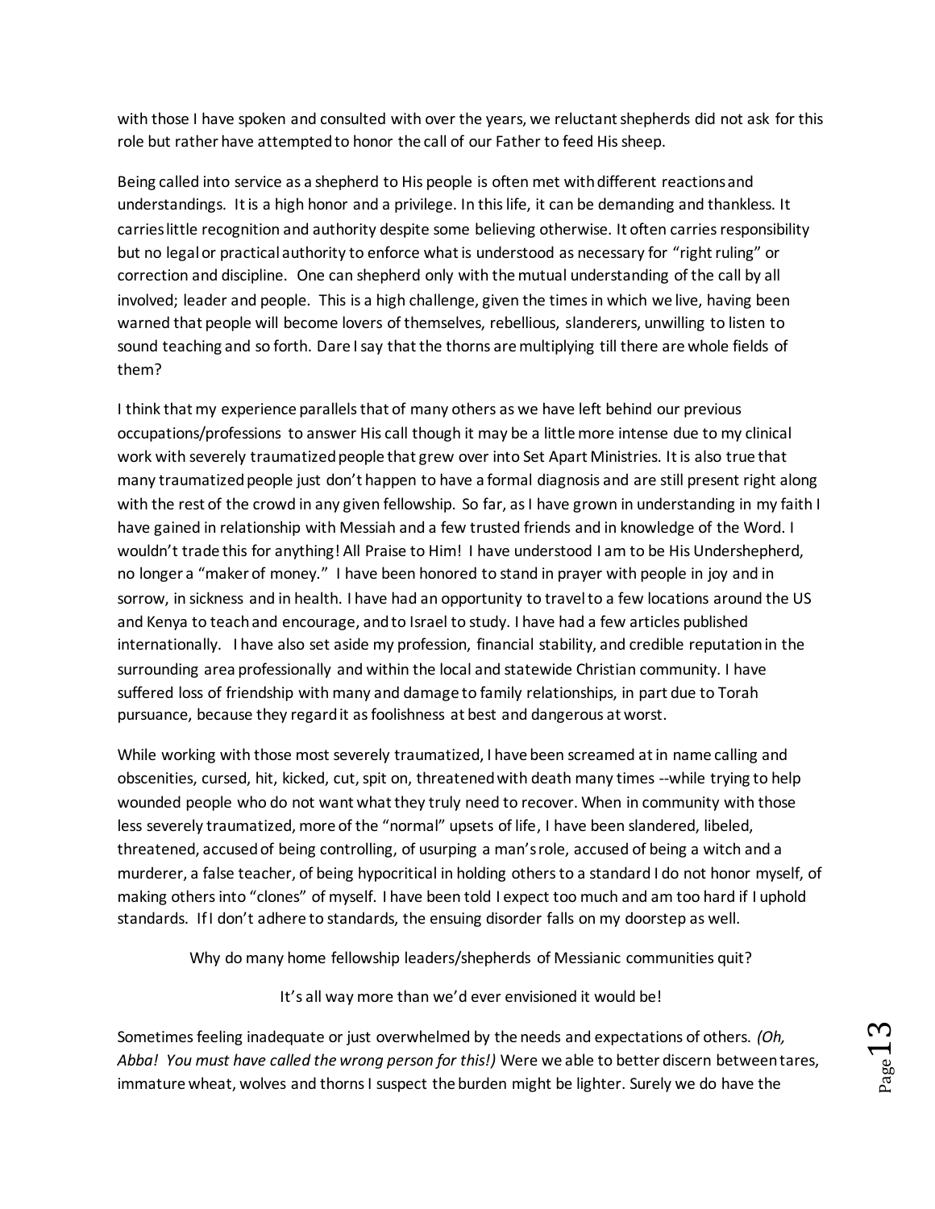with those I have spoken and consulted with over the years, we reluctant shepherds did not ask for this role but rather have attempted to honor the call of our Father to feed His sheep.

Being called into service as a shepherd to His people is often met with different reactions and understandings. It is a high honor and a privilege. In this life, it can be demanding and thankless. It carries little recognition and authority despite some believing otherwise. It often carries responsibility but no legal or practical authority to enforce what is understood as necessary for "right ruling" or correction and discipline. One can shepherd only with the mutual understanding of the call by all involved; leader and people. This is a high challenge, given the times in which we live, having been warned that people will become lovers of themselves, rebellious, slanderers, unwilling to listen to sound teaching and so forth. Dare I say that the thorns are multiplying till there are whole fields of them?

I think that my experience parallels that of many others as we have left behind our previous occupations/professions to answer His call though it may be a little more intense due to my clinical work with severely traumatized people that grew over into Set Apart Ministries. It is also true that many traumatized people just don't happen to have a formal diagnosis and are still present right along with the rest of the crowd in any given fellowship. So far, as I have grown in understanding in my faith I have gained in relationship with Messiah and a few trusted friends and in knowledge of the Word. I wouldn't trade this for anything! All Praise to Him! I have understood I am to be His Undershepherd, no longer a "maker of money." I have been honored to stand in prayer with people in joy and in sorrow, in sickness and in health. I have had an opportunity to travel to a few locations around the US and Kenya to teach and encourage, and to Israel to study. I have had a few articles published internationally. I have also set aside my profession, financial stability, and credible reputation in the surrounding area professionally and within the local and statewide Christian community. I have suffered loss of friendship with many and damage to family relationships, in part due to Torah pursuance, because they regard it as foolishness at best and dangerous at worst.

While working with those most severely traumatized, I have been screamed at in name calling and obscenities, cursed, hit, kicked, cut, spit on, threatened with death many times --while trying to help wounded people who do not want what they truly need to recover. When in community with those less severely traumatized, more of the "normal" upsets of life, I have been slandered, libeled, threatened, accused of being controlling, of usurping a man's role, accused of being a witch and a murderer, a false teacher, of being hypocritical in holding others to a standard I do not honor myself, of making others into "clones" of myself. I have been told I expect too much and am too hard if I uphold standards. If I don't adhere to standards, the ensuing disorder falls on my doorstep as well.

Why do many home fellowship leaders/shepherds of Messianic communities quit?

It's all way more than we'd ever envisioned it would be!

Sometimes feeling inadequate or just overwhelmed by the needs and expectations of others. *(Oh, Abba! You must have called the wrong person for this!)* Were we able to better discern between tares, immature wheat, wolves and thorns I suspect the burden might be lighter. Surely we do have the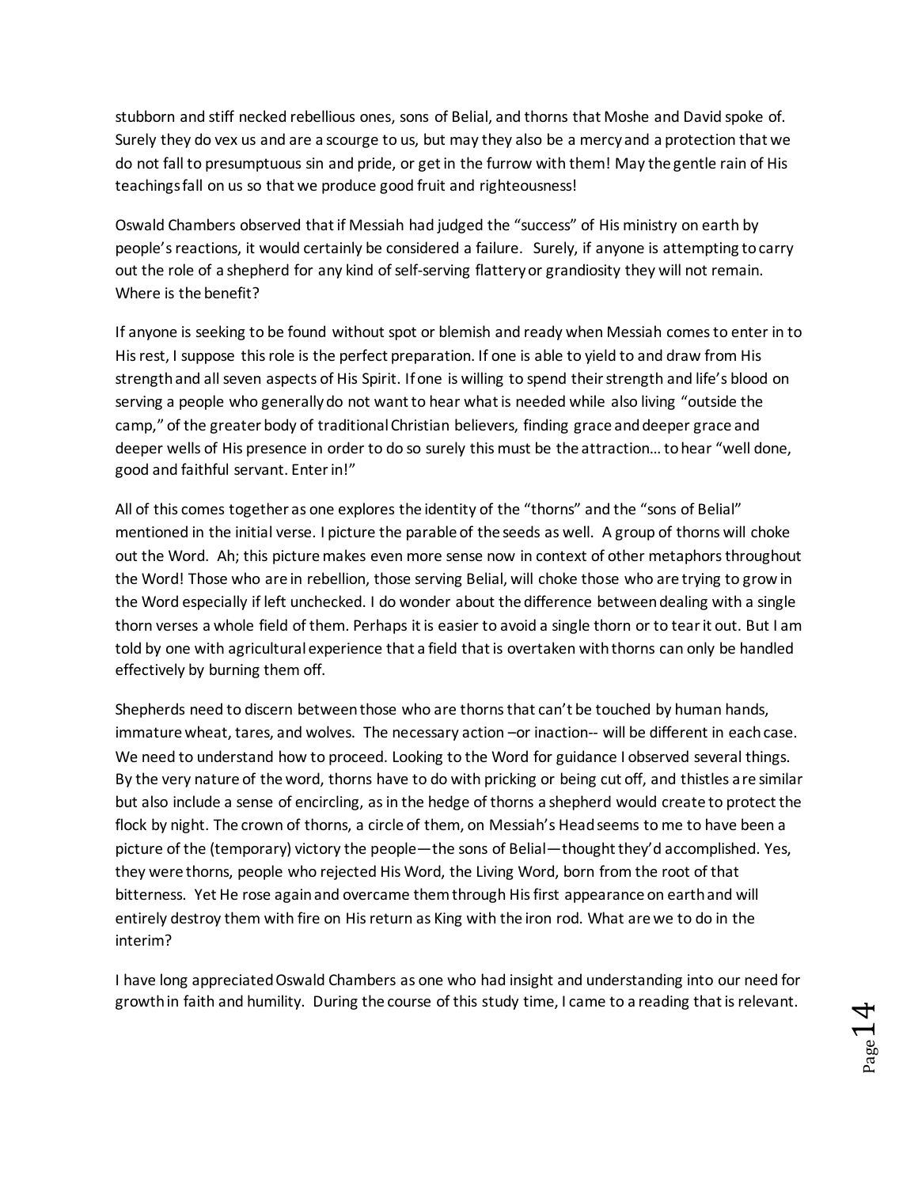stubborn and stiff necked rebellious ones, sons of Belial, and thorns that Moshe and David spoke of. Surely they do vex us and are a scourge to us, but may they also be a mercy and a protection that we do not fall to presumptuous sin and pride, or get in the furrow with them! May the gentle rain of His teachings fall on us so that we produce good fruit and righteousness!

Oswald Chambers observed that if Messiah had judged the "success" of His ministry on earth by people's reactions, it would certainly be considered a failure. Surely, if anyone is attempting to carry out the role of a shepherd for any kind of self-serving flattery or grandiosity they will not remain. Where is the benefit?

If anyone is seeking to be found without spot or blemish and ready when Messiah comes to enter in to His rest, I suppose this role is the perfect preparation. If one is able to yield to and draw from His strength and all seven aspects of His Spirit. If one is willing to spend their strength and life's blood on serving a people who generally do not want to hear what is needed while also living "outside the camp," of the greater body of traditional Christian believers, finding grace and deeper grace and deeper wells of His presence in order to do so surely this must be the attraction… to hear "well done, good and faithful servant. Enter in!"

All of this comes together as one explores the identity of the "thorns" and the "sons of Belial" mentioned in the initial verse. I picture the parable of the seeds as well. A group of thorns will choke out the Word. Ah; this picture makes even more sense now in context of other metaphors throughout the Word! Those who are in rebellion, those serving Belial, will choke those who are trying to grow in the Word especially if left unchecked. I do wonder about the difference between dealing with a single thorn verses a whole field of them. Perhaps it is easier to avoid a single thorn or to tear it out. But I am told by one with agricultural experience that a field that is overtaken with thorns can only be handled effectively by burning them off.

Shepherds need to discern between those who are thorns that can't be touched by human hands, immature wheat, tares, and wolves. The necessary action –or inaction-- will be different in each case. We need to understand how to proceed. Looking to the Word for guidance I observed several things. By the very nature of the word, thorns have to do with pricking or being cut off, and thistles are similar but also include a sense of encircling, as in the hedge of thorns a shepherd would create to protect the flock by night. The crown of thorns, a circle of them, on Messiah's Head seems to me to have been a picture of the (temporary) victory the people—the sons of Belial—thought they'd accomplished. Yes, they were thorns, people who rejected His Word, the Living Word, born from the root of that bitterness. Yet He rose again and overcame them through His first appearance on earth and will entirely destroy them with fire on His return as King with the iron rod. What are we to do in the interim?

I have long appreciated Oswald Chambers as one who had insight and understanding into our need for growth in faith and humility. During the course of this study time, I came to a reading that is relevant.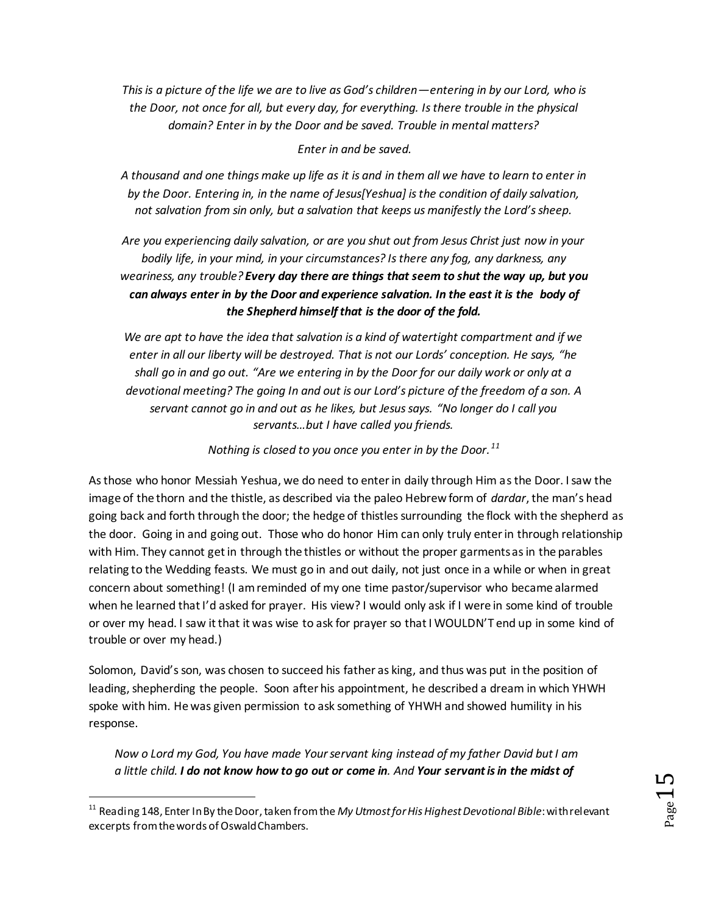*This is a picture of the life we are to live as God's children—entering in by our Lord, who is the Door, not once for all, but every day, for everything. Is there trouble in the physical domain? Enter in by the Door and be saved. Trouble in mental matters?*

*Enter in and be saved.*

*A thousand and one things make up life as it is and in them all we have to learn to enter in by the Door. Entering in, in the name of Jesus[Yeshua] is the condition of daily salvation, not salvation from sin only, but a salvation that keeps us manifestly the Lord's sheep.*

*Are you experiencing daily salvation, or are you shut out from Jesus Christ just now in your bodily life, in your mind, in your circumstances? Is there any fog, any darkness, any weariness, any trouble?* ***Every day there are things that seem to shut the way up, but you can always enter in by the Door and experience salvation. In the east it is the body of the Shepherd himself that is the door of the fold.***

*We are apt to have the idea that salvation is a kind of watertight compartment and if we enter in all our liberty will be destroyed. That is not our Lords' conception. He says, "he shall go in and go out. "Are we entering in by the Door for our daily work or only at a devotional meeting? The going In and out is our Lord's picture of the freedom of a son. A servant cannot go in and out as he likes, but Jesus says. "No longer do I call you servants…but I have called you friends.*

*Nothing is closed to you once you enter in by the Door.*[11]

As those who honor Messiah Yeshua, we do need to enter in daily through Him as the Door. I saw the image of the thorn and the thistle, as described via the paleo Hebrew form of *dardar*, the man's head going back and forth through the door; the hedge of thistles surrounding the flock with the shepherd as the door. Going in and going out. Those who do honor Him can only truly enter in through relationship with Him. They cannot get in through the thistles or without the proper garments as in the parables relating to the Wedding feasts. We must go in and out daily, not just once in a while or when in great concern about something! (I am reminded of my one time pastor/supervisor who became alarmed when he learned that I'd asked for prayer. His view? I would only ask if I were in some kind of trouble or over my head. I saw it that it was wise to ask for prayer so that I WOULDN'T end up in some kind of trouble or over my head.)

Solomon, David's son, was chosen to succeed his father as king, and thus was put in the position of leading, shepherding the people. Soon after his appointment, he described a dream in which YHWH spoke with him. He was given permission to ask something of YHWH and showed humility in his response.

*Now o Lord my God, You have made Your servant king instead of my father David but I am a little child.* ***I do not know how to go out or come in****. And* ***Your servant is in the midst of***

---

[11] Reading 148, Enter In By the Door, taken from the *My Utmost for His Highest Devotional Bible*: with relevant excerpts from the words of Oswald Chambers.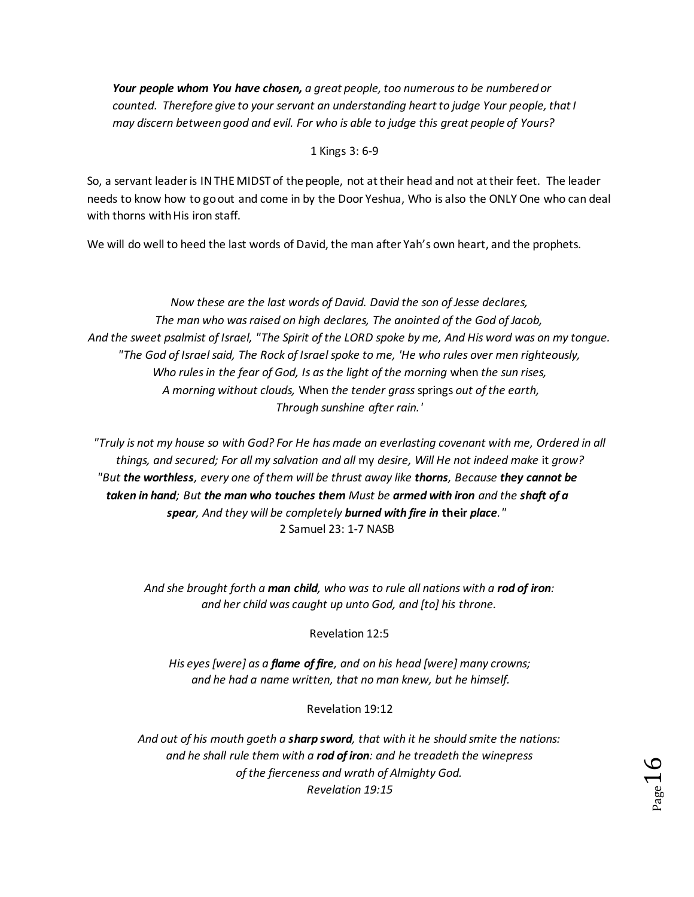***Your people whom You have chosen,*** *a great people, too numerous to be numbered or counted. Therefore give to your servant an understanding heart to judge Your people, that I may discern between good and evil. For who is able to judge this great people of Yours?*

1 Kings 3: 6-9

So, a servant leader is IN THE MIDST of the people, not at their head and not at their feet. The leader needs to know how to go out and come in by the Door Yeshua, Who is also the ONLY One who can deal with thorns with His iron staff.

We will do well to heed the last words of David, the man after Yah's own heart, and the prophets.

*Now these are the last words of David. David the son of Jesse declares,*
*The man who was raised on high declares, The anointed of the God of Jacob,*
*And the sweet psalmist of Israel, "The Spirit of the LORD spoke by me, And His word was on my tongue.*
*"The God of Israel said, The Rock of Israel spoke to me, 'He who rules over men righteously,*
*Who rules in the fear of God, Is as the light of the morning* when *the sun rises,*
*A morning without clouds,* When *the tender grass* springs *out of the earth,*
*Through sunshine after rain.'*

*"Truly is not my house so with God? For He has made an everlasting covenant with me, Ordered in all things, and secured; For all my salvation and all* my *desire, Will He not indeed make* it *grow?*
*"But* ***the worthless****, every one of them will be thrust away like* ***thorns****, Because* ***they cannot be taken in hand****; But* ***the man who touches them*** *Must be* ***armed with iron*** *and the* ***shaft of a spear****, And they will be completely* ***burned with fire in*** **their** ***place****."*
2 Samuel 23: 1-7 NASB

*And she brought forth a* ***man child****, who was to rule all nations with a* ***rod of iron****:*
*and her child was caught up unto God, and [to] his throne.*

Revelation 12:5

*His eyes [were] as a* ***flame of fire****, and on his head [were] many crowns;*
*and he had a name written, that no man knew, but he himself.*

Revelation 19:12

*And out of his mouth goeth a* ***sharp sword****, that with it he should smite the nations:*
*and he shall rule them with a* ***rod of iron****: and he treadeth the winepress*
*of the fierceness and wrath of Almighty God.*
*Revelation 19:15*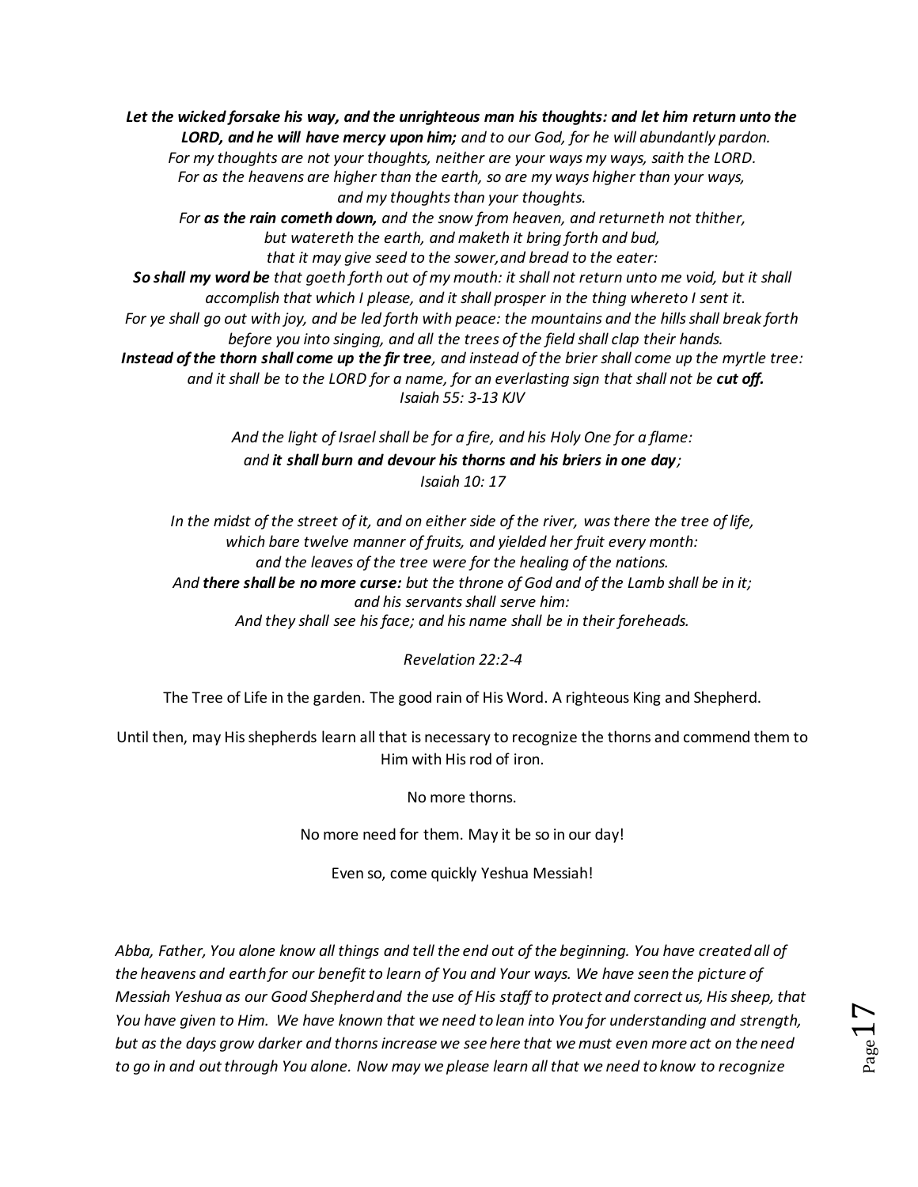***Let the wicked forsake his way, and the unrighteous man his thoughts: and let him return unto the LORD, and he will have mercy upon him;*** *and to our God, for he will abundantly pardon.*
*For my thoughts are not your thoughts, neither are your ways my ways, saith the LORD.*
*For as the heavens are higher than the earth, so are my ways higher than your ways, and my thoughts than your thoughts.*
*For* ***as the rain cometh down,*** *and the snow from heaven, and returneth not thither, but watereth the earth, and maketh it bring forth and bud, that it may give seed to the sower, and bread to the eater:*
***So shall my word be*** *that goeth forth out of my mouth: it shall not return unto me void, but it shall accomplish that which I please, and it shall prosper in the thing whereto I sent it.*
*For ye shall go out with joy, and be led forth with peace: the mountains and the hills shall break forth before you into singing, and all the trees of the field shall clap their hands.*
***Instead of the thorn shall come up the fir tree****, and instead of the brier shall come up the myrtle tree: and it shall be to the LORD for a name, for an everlasting sign that shall not be* ***cut off.***
*Isaiah 55: 3-13 KJV*

*And the light of Israel shall be for a fire, and his Holy One for a flame:*
*and* ***it shall burn and devour his thorns and his briers in one day****;*
*Isaiah 10: 17*

*In the midst of the street of it, and on either side of the river, was there the tree of life, which bare twelve manner of fruits, and yielded her fruit every month: and the leaves of the tree were for the healing of the nations.*
*And* ***there shall be no more curse:*** *but the throne of God and of the Lamb shall be in it; and his servants shall serve him:*
*And they shall see his face; and his name shall be in their foreheads.*

*Revelation 22:2-4*

The Tree of Life in the garden. The good rain of His Word. A righteous King and Shepherd.

Until then, may His shepherds learn all that is necessary to recognize the thorns and commend them to Him with His rod of iron.

No more thorns.

No more need for them. May it be so in our day!

Even so, come quickly Yeshua Messiah!

*Abba, Father, You alone know all things and tell the end out of the beginning. You have created all of the heavens and earth for our benefit to learn of You and Your ways. We have seen the picture of Messiah Yeshua as our Good Shepherd and the use of His staff to protect and correct us, His sheep, that You have given to Him. We have known that we need to lean into You for understanding and strength, but as the days grow darker and thorns increase we see here that we must even more act on the need to go in and out through You alone. Now may we please learn all that we need to know to recognize*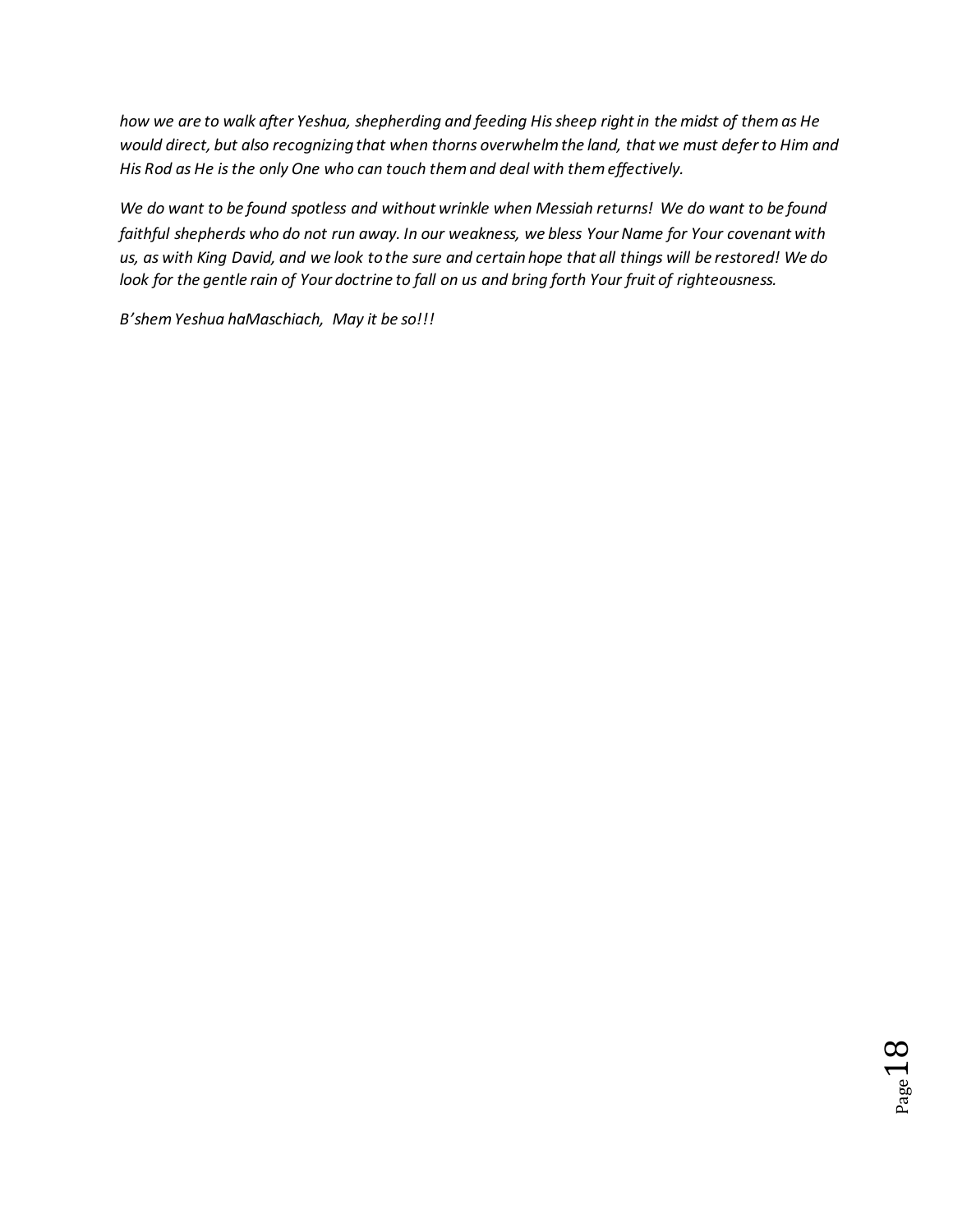*how we are to walk after Yeshua, shepherding and feeding His sheep right in the midst of them as He would direct, but also recognizing that when thorns overwhelm the land, that we must defer to Him and His Rod as He is the only One who can touch them and deal with them effectively.*

*We do want to be found spotless and without wrinkle when Messiah returns! We do want to be found faithful shepherds who do not run away. In our weakness, we bless Your Name for Your covenant with us, as with King David, and we look to the sure and certain hope that all things will be restored! We do look for the gentle rain of Your doctrine to fall on us and bring forth Your fruit of righteousness.*

*B'shem Yeshua haMaschiach, May it be so!!!*